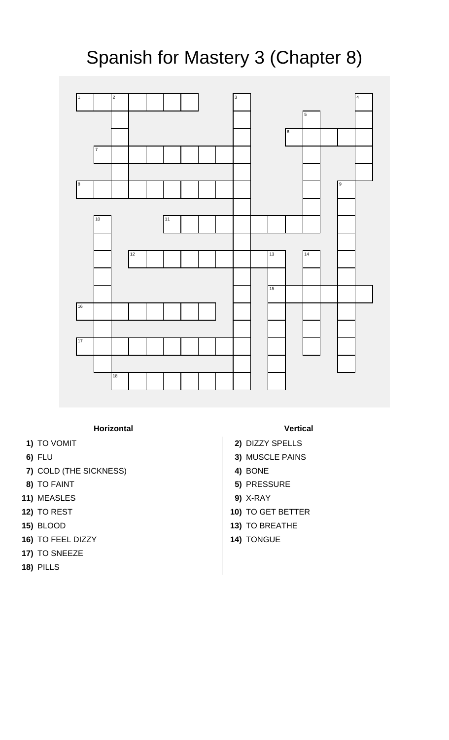# Spanish for Mastery 3 (Chapter 8)

### Horizontal

**1)** TO VOMIT
**6)** FLU
**7)** COLD (THE SICKNESS)
**8)** TO FAINT
**11)** MEASLES
**12)** TO REST
**15)** BLOOD
**16)** TO FEEL DIZZY
**17)** TO SNEEZE
**18)** PILLS

### Vertical

**2)** DIZZY SPELLS
**3)** MUSCLE PAINS
**4)** BONE
**5)** PRESSURE
**9)** X-RAY
**10)** TO GET BETTER
**13)** TO BREATHE
**14)** TONGUE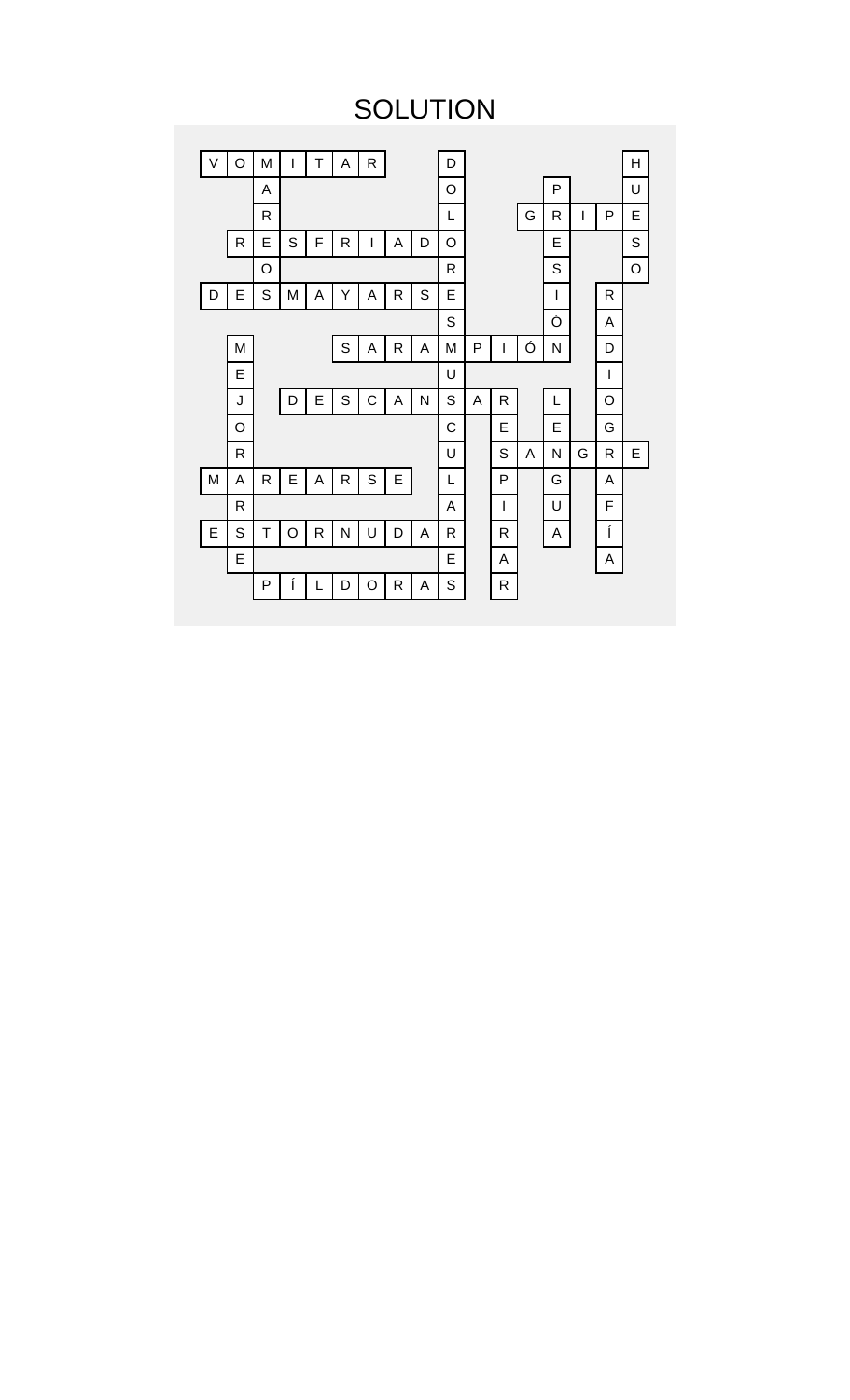# SOLUTION

| | | | | | | | | | | | | | | | | |
|---|---|---|---|---|---|---|---|---|---|---|---|---|---|---|---|---|
| V | O | M | I | T | A | R | | | D | | | | | | | H |
| | | A | | | | | | | O | | | | P | | | U |
| | | R | | | | | | | L | | | G | R | I | P | E |
| | R | E | S | F | R | I | A | D | O | | | | E | | | S |
| | | O | | | | | | | R | | | | S | | | O |
| D | E | S | M | A | Y | A | R | S | E | | | | I | | R | |
| | | | | | | | | | S | | | | Ó | | A | |
| | M | | | | S | A | R | A | M | P | I | Ó | N | | D | |
| | E | | | | | | | | U | | | | | | I | |
| | J | | D | E | S | C | A | N | S | A | R | | L | | O | |
| | O | | | | | | | | C | | E | | E | | G | |
| | R | | | | | | | | U | | S | A | N | G | R | E |
| M | A | R | E | A | R | S | E | | L | | P | | G | | A | |
| | R | | | | | | | | A | | I | | U | | F | |
| E | S | T | O | R | N | U | D | A | R | | R | | A | | Í | |
| | E | | | | | | | | E | | A | | | | A | |
| | | P | Í | L | D | O | R | A | S | | R | | | | | |